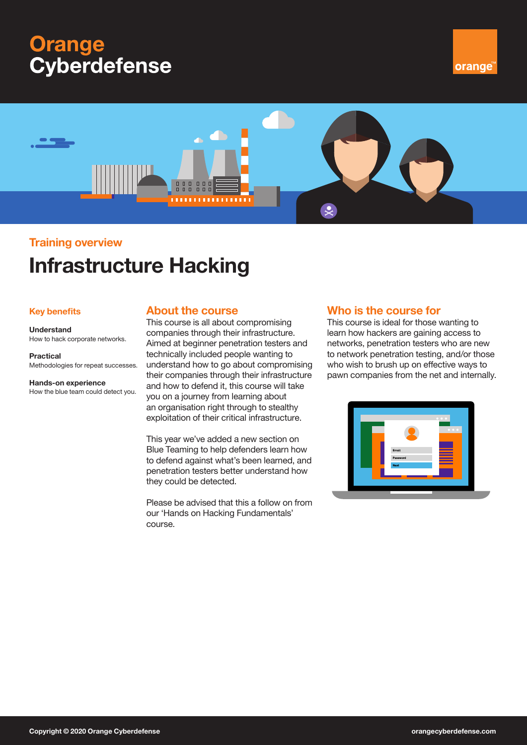# Orange Cyberdefense

orange™

## Training overview

# Infrastructure Hacking

### Key benefits

**Understand**
How to hack corporate networks.

**Practical**
Methodologies for repeat successes.

**Hands-on experience**
How the blue team could detect you.

### About the course

This course is all about compromising companies through their infrastructure. Aimed at beginner penetration testers and technically included people wanting to understand how to go about compromising their companies through their infrastructure and how to defend it, this course will take you on a journey from learning about an organisation right through to stealthy exploitation of their critical infrastructure.

This year we've added a new section on Blue Teaming to help defenders learn how to defend against what's been learned, and penetration testers better understand how they could be detected.

Please be advised that this a follow on from our 'Hands on Hacking Fundamentals' course.

### Who is the course for

This course is ideal for those wanting to learn how hackers are gaining access to networks, penetration testers who are new to network penetration testing, and/or those who wish to brush up on effective ways to pawn companies from the net and internally.

Copyright © 2020 Orange Cyberdefense

orangecyberdefense.com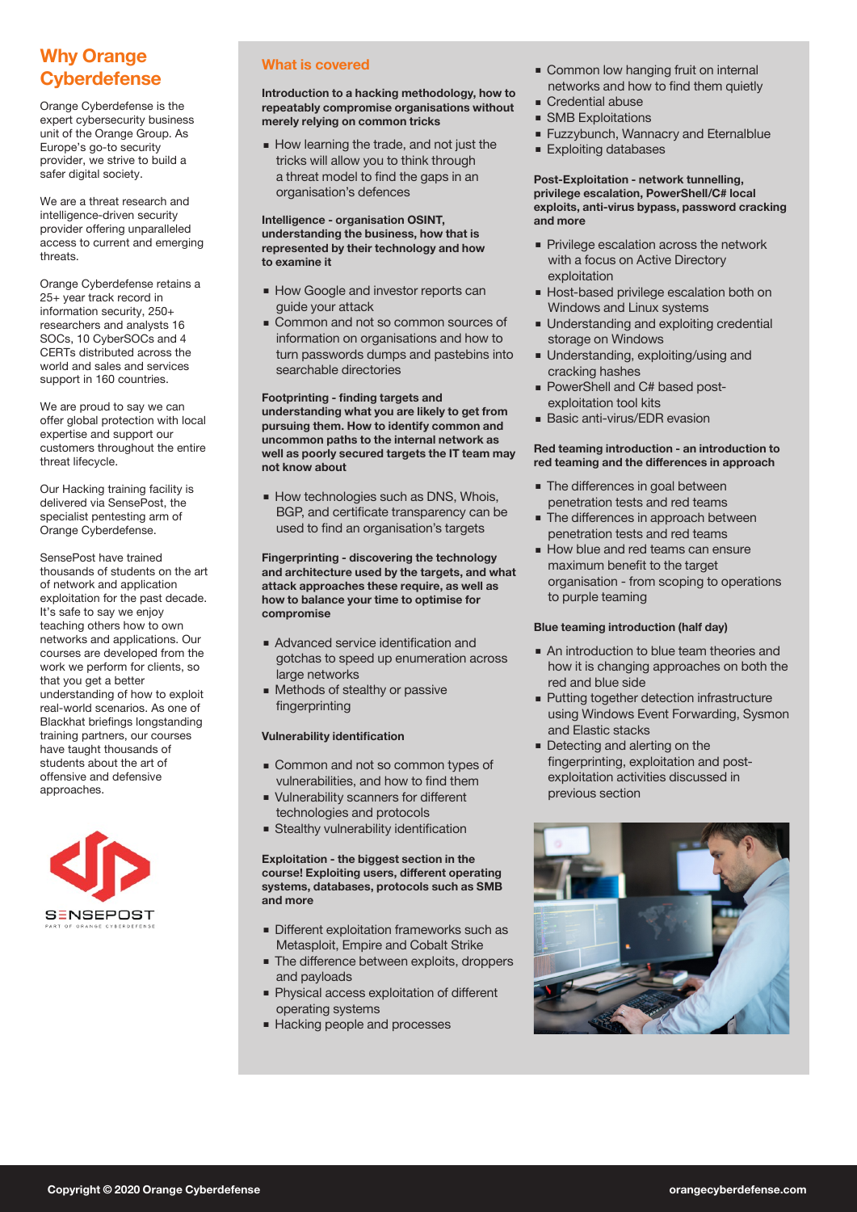## Why Orange Cyberdefense

Orange Cyberdefense is the expert cybersecurity business unit of the Orange Group. As Europe's go-to security provider, we strive to build a safer digital society.

We are a threat research and intelligence-driven security provider offering unparalleled access to current and emerging threats.

Orange Cyberdefense retains a 25+ year track record in information security, 250+ researchers and analysts 16 SOCs, 10 CyberSOCs and 4 CERTs distributed across the world and sales and services support in 160 countries.

We are proud to say we can offer global protection with local expertise and support our customers throughout the entire threat lifecycle.

Our Hacking training facility is delivered via SensePost, the specialist pentesting arm of Orange Cyberdefense.

SensePost have trained thousands of students on the art of network and application exploitation for the past decade. It's safe to say we enjoy teaching others how to own networks and applications. Our courses are developed from the work we perform for clients, so that you get a better understanding of how to exploit real-world scenarios. As one of Blackhat briefings longstanding training partners, our courses have taught thousands of students about the art of offensive and defensive approaches.

SENSEPOST
PART OF ORANGE CYBERDEFENSE

## What is covered

**Introduction to a hacking methodology, how to repeatably compromise organisations without merely relying on common tricks**

- How learning the trade, and not just the tricks will allow you to think through a threat model to find the gaps in an organisation's defences

**Intelligence - organisation OSINT, understanding the business, how that is represented by their technology and how to examine it**

- How Google and investor reports can guide your attack
- Common and not so common sources of information on organisations and how to turn passwords dumps and pastebins into searchable directories

**Footprinting - finding targets and understanding what you are likely to get from pursuing them. How to identify common and uncommon paths to the internal network as well as poorly secured targets the IT team may not know about**

- How technologies such as DNS, Whois, BGP, and certificate transparency can be used to find an organisation's targets

**Fingerprinting - discovering the technology and architecture used by the targets, and what attack approaches these require, as well as how to balance your time to optimise for compromise**

- Advanced service identification and gotchas to speed up enumeration across large networks
- Methods of stealthy or passive fingerprinting

**Vulnerability identification**

- Common and not so common types of vulnerabilities, and how to find them
- Vulnerability scanners for different technologies and protocols
- Stealthy vulnerability identification

**Exploitation - the biggest section in the course! Exploiting users, different operating systems, databases, protocols such as SMB and more**

- Different exploitation frameworks such as Metasploit, Empire and Cobalt Strike
- The difference between exploits, droppers and payloads
- Physical access exploitation of different operating systems
- Hacking people and processes
- Common low hanging fruit on internal networks and how to find them quietly
- Credential abuse
- SMB Exploitations
- Fuzzybunch, Wannacry and Eternalblue
- Exploiting databases

**Post-Exploitation - network tunnelling, privilege escalation, PowerShell/C# local exploits, anti-virus bypass, password cracking and more**

- Privilege escalation across the network with a focus on Active Directory exploitation
- Host-based privilege escalation both on Windows and Linux systems
- Understanding and exploiting credential storage on Windows
- Understanding, exploiting/using and cracking hashes
- PowerShell and C# based post-exploitation tool kits
- Basic anti-virus/EDR evasion

**Red teaming introduction - an introduction to red teaming and the differences in approach**

- The differences in goal between penetration tests and red teams
- The differences in approach between penetration tests and red teams
- How blue and red teams can ensure maximum benefit to the target organisation - from scoping to operations to purple teaming

**Blue teaming introduction (half day)**

- An introduction to blue team theories and how it is changing approaches on both the red and blue side
- Putting together detection infrastructure using Windows Event Forwarding, Sysmon and Elastic stacks
- Detecting and alerting on the fingerprinting, exploitation and post-exploitation activities discussed in previous section

**Copyright © 2020 Orange Cyberdefense** **orangecyberdefense.com**